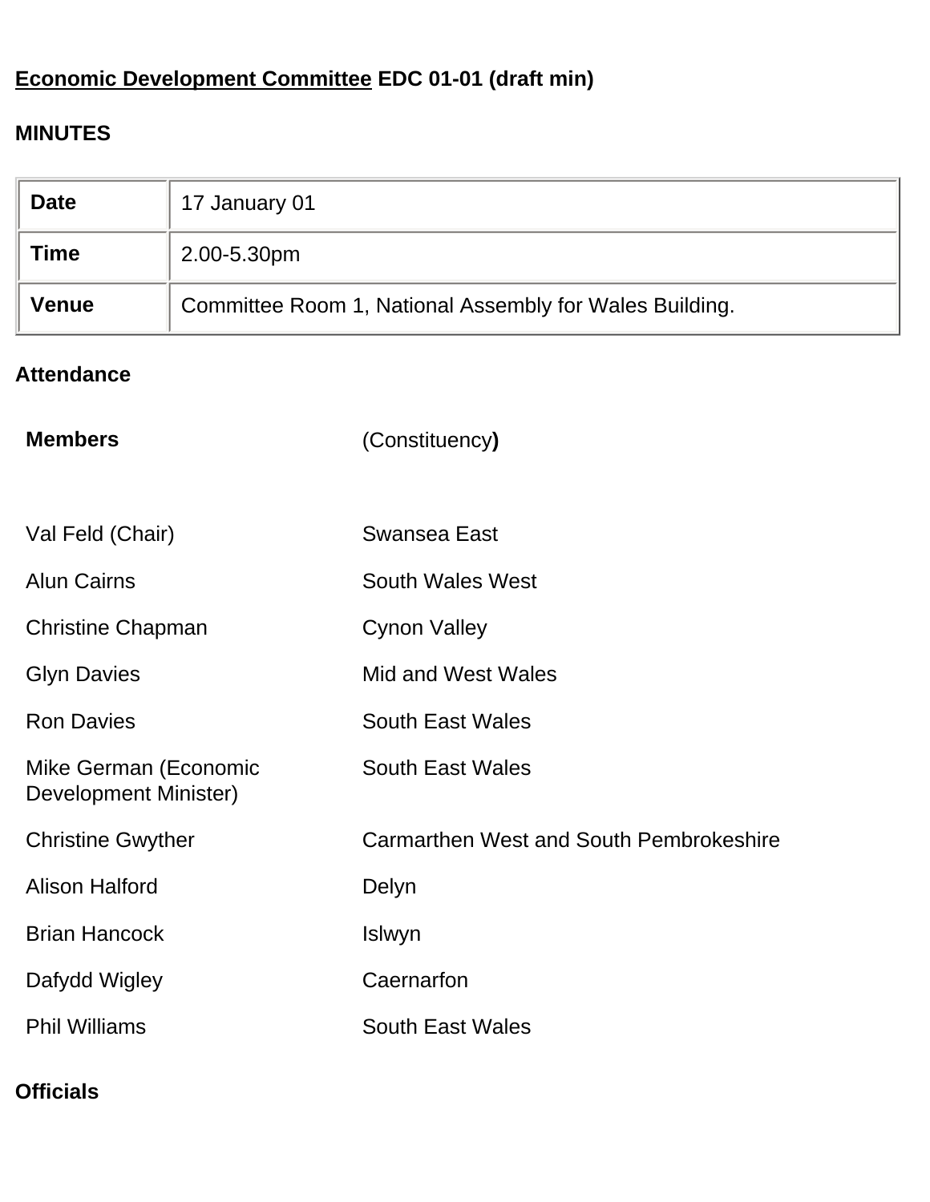**<u>Economic Development Committee</u> EDC 01-01 (draft min)**

**MINUTES**

| **Date** | 17 January 01 |
|---|---|
| **Time** | 2.00-5.30pm |
| **Venue** | Committee Room 1, National Assembly for Wales Building. |

**Attendance**

| **Members** | (Constituency**)** |
|---|---|
| Val Feld (Chair) | Swansea East |
| Alun Cairns | South Wales West |
| Christine Chapman | Cynon Valley |
| Glyn Davies | Mid and West Wales |
| Ron Davies | South East Wales |
| Mike German (Economic Development Minister) | South East Wales |
| Christine Gwyther | Carmarthen West and South Pembrokeshire |
| Alison Halford | Delyn |
| Brian Hancock | Islwyn |
| Dafydd Wigley | Caernarfon |
| Phil Williams | South East Wales |

**Officials**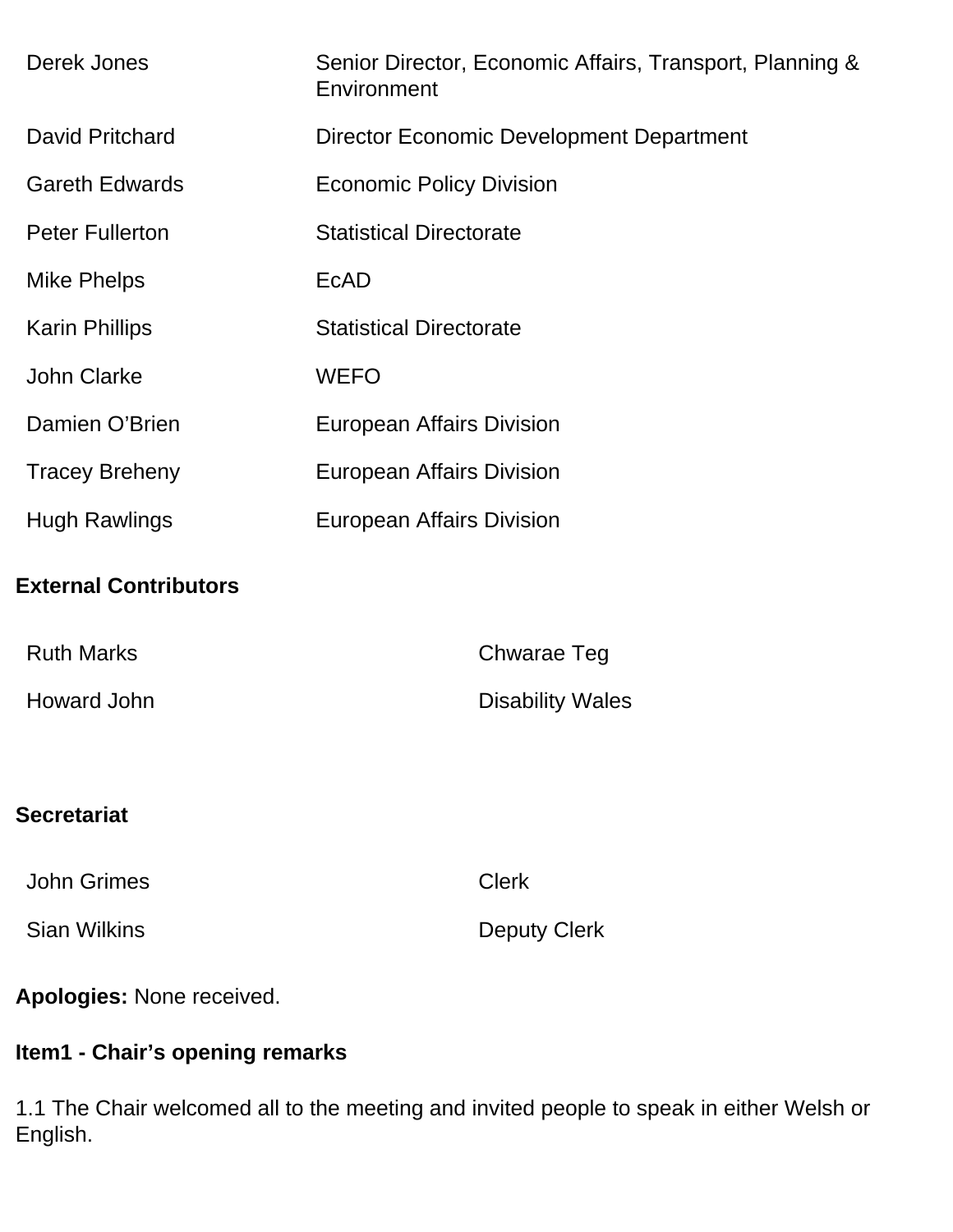| | |
|---|---|
| Derek Jones | Senior Director, Economic Affairs, Transport, Planning & Environment |
| David Pritchard | Director Economic Development Department |
| Gareth Edwards | Economic Policy Division |
| Peter Fullerton | Statistical Directorate |
| Mike Phelps | EcAD |
| Karin Phillips | Statistical Directorate |
| John Clarke | WEFO |
| Damien O'Brien | European Affairs Division |
| Tracey Breheny | European Affairs Division |
| Hugh Rawlings | European Affairs Division |

**External Contributors**

| | |
|---|---|
| Ruth Marks | Chwarae Teg |
| Howard John | Disability Wales |

**Secretariat**

| | |
|---|---|
| John Grimes | Clerk |
| Sian Wilkins | Deputy Clerk |

**Apologies:** None received.

**Item1 - Chair's opening remarks**

1.1 The Chair welcomed all to the meeting and invited people to speak in either Welsh or English.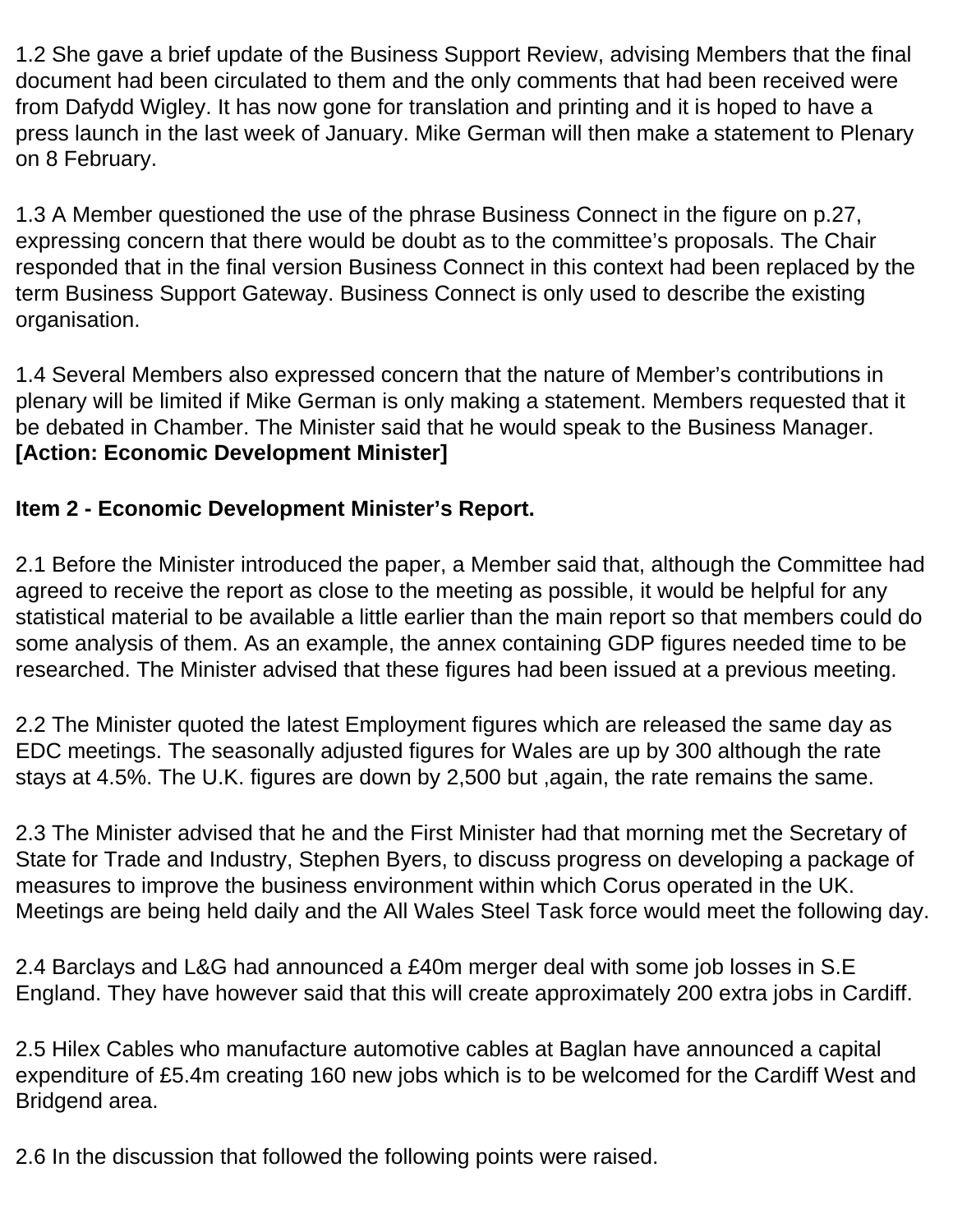1.2 She gave a brief update of the Business Support Review, advising Members that the final document had been circulated to them and the only comments that had been received were from Dafydd Wigley. It has now gone for translation and printing and it is hoped to have a press launch in the last week of January. Mike German will then make a statement to Plenary on 8 February.

1.3 A Member questioned the use of the phrase Business Connect in the figure on p.27, expressing concern that there would be doubt as to the committee's proposals. The Chair responded that in the final version Business Connect in this context had been replaced by the term Business Support Gateway. Business Connect is only used to describe the existing organisation.

1.4 Several Members also expressed concern that the nature of Member's contributions in plenary will be limited if Mike German is only making a statement. Members requested that it be debated in Chamber. The Minister said that he would speak to the Business Manager. **[Action: Economic Development Minister]**

**Item 2 - Economic Development Minister's Report.**

2.1 Before the Minister introduced the paper, a Member said that, although the Committee had agreed to receive the report as close to the meeting as possible, it would be helpful for any statistical material to be available a little earlier than the main report so that members could do some analysis of them. As an example, the annex containing GDP figures needed time to be researched. The Minister advised that these figures had been issued at a previous meeting.

2.2 The Minister quoted the latest Employment figures which are released the same day as EDC meetings. The seasonally adjusted figures for Wales are up by 300 although the rate stays at 4.5%. The U.K. figures are down by 2,500 but ,again, the rate remains the same.

2.3 The Minister advised that he and the First Minister had that morning met the Secretary of State for Trade and Industry, Stephen Byers, to discuss progress on developing a package of measures to improve the business environment within which Corus operated in the UK. Meetings are being held daily and the All Wales Steel Task force would meet the following day.

2.4 Barclays and L&G had announced a £40m merger deal with some job losses in S.E England. They have however said that this will create approximately 200 extra jobs in Cardiff.

2.5 Hilex Cables who manufacture automotive cables at Baglan have announced a capital expenditure of £5.4m creating 160 new jobs which is to be welcomed for the Cardiff West and Bridgend area.

2.6 In the discussion that followed the following points were raised.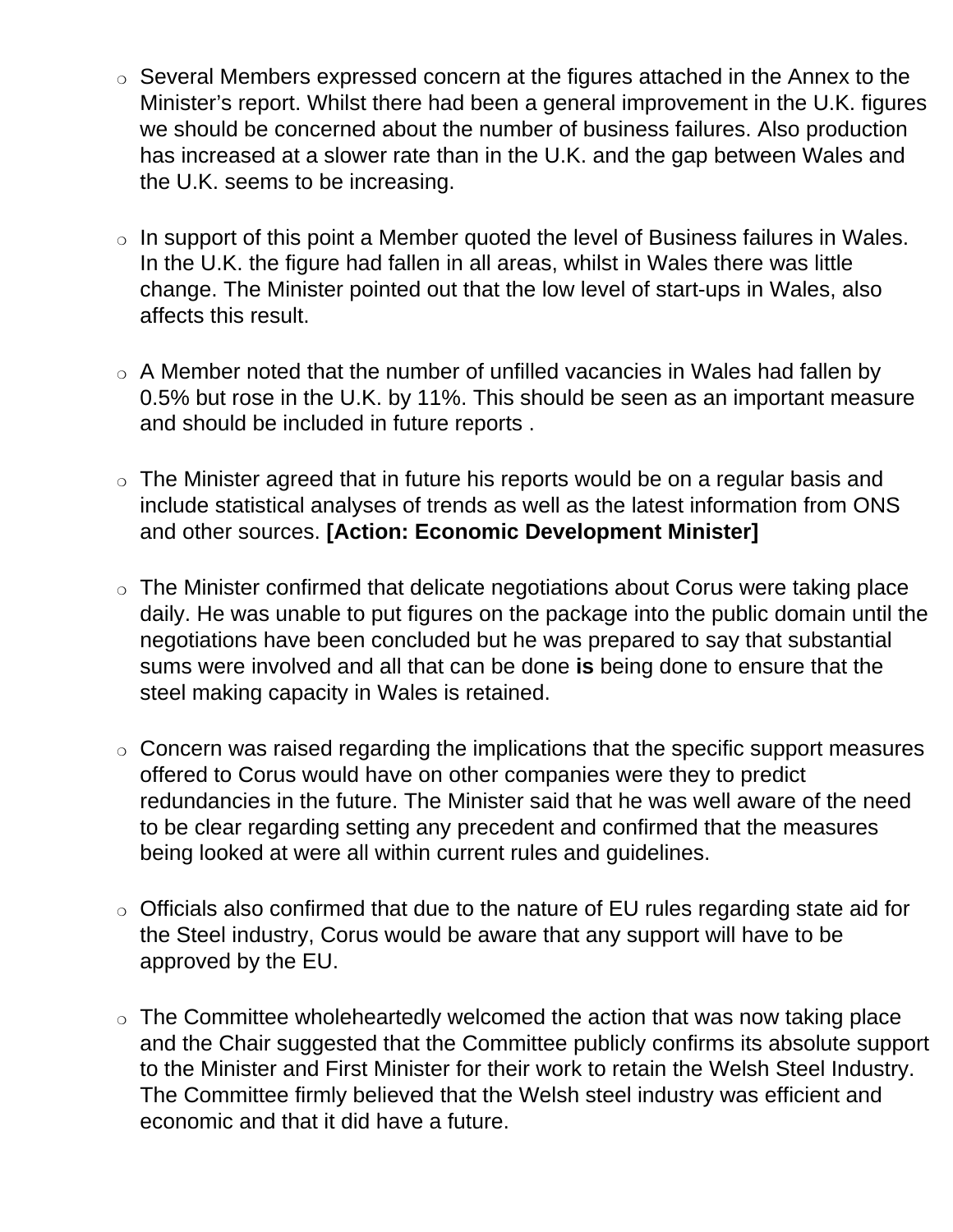- Several Members expressed concern at the figures attached in the Annex to the Minister's report. Whilst there had been a general improvement in the U.K. figures we should be concerned about the number of business failures. Also production has increased at a slower rate than in the U.K. and the gap between Wales and the U.K. seems to be increasing.

- In support of this point a Member quoted the level of Business failures in Wales. In the U.K. the figure had fallen in all areas, whilst in Wales there was little change. The Minister pointed out that the low level of start-ups in Wales, also affects this result.

- A Member noted that the number of unfilled vacancies in Wales had fallen by 0.5% but rose in the U.K. by 11%. This should be seen as an important measure and should be included in future reports .

- The Minister agreed that in future his reports would be on a regular basis and include statistical analyses of trends as well as the latest information from ONS and other sources. **[Action: Economic Development Minister]**

- The Minister confirmed that delicate negotiations about Corus were taking place daily. He was unable to put figures on the package into the public domain until the negotiations have been concluded but he was prepared to say that substantial sums were involved and all that can be done **is** being done to ensure that the steel making capacity in Wales is retained.

- Concern was raised regarding the implications that the specific support measures offered to Corus would have on other companies were they to predict redundancies in the future. The Minister said that he was well aware of the need to be clear regarding setting any precedent and confirmed that the measures being looked at were all within current rules and guidelines.

- Officials also confirmed that due to the nature of EU rules regarding state aid for the Steel industry, Corus would be aware that any support will have to be approved by the EU.

- The Committee wholeheartedly welcomed the action that was now taking place and the Chair suggested that the Committee publicly confirms its absolute support to the Minister and First Minister for their work to retain the Welsh Steel Industry. The Committee firmly believed that the Welsh steel industry was efficient and economic and that it did have a future.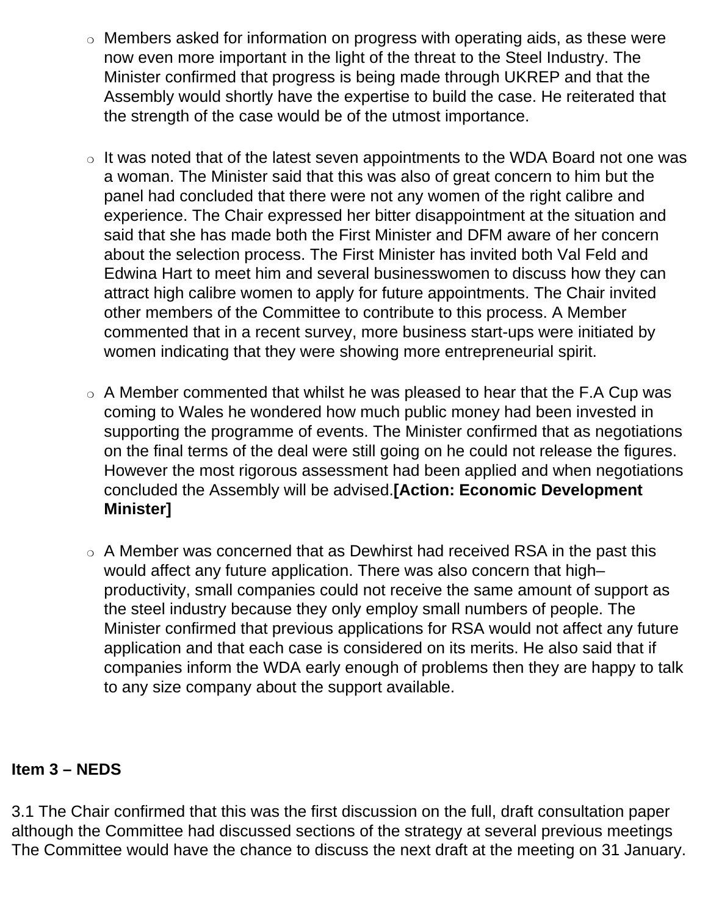- Members asked for information on progress with operating aids, as these were now even more important in the light of the threat to the Steel Industry. The Minister confirmed that progress is being made through UKREP and that the Assembly would shortly have the expertise to build the case. He reiterated that the strength of the case would be of the utmost importance.

- It was noted that of the latest seven appointments to the WDA Board not one was a woman. The Minister said that this was also of great concern to him but the panel had concluded that there were not any women of the right calibre and experience. The Chair expressed her bitter disappointment at the situation and said that she has made both the First Minister and DFM aware of her concern about the selection process. The First Minister has invited both Val Feld and Edwina Hart to meet him and several businesswomen to discuss how they can attract high calibre women to apply for future appointments. The Chair invited other members of the Committee to contribute to this process. A Member commented that in a recent survey, more business start-ups were initiated by women indicating that they were showing more entrepreneurial spirit.

- A Member commented that whilst he was pleased to hear that the F.A Cup was coming to Wales he wondered how much public money had been invested in supporting the programme of events. The Minister confirmed that as negotiations on the final terms of the deal were still going on he could not release the figures. However the most rigorous assessment had been applied and when negotiations concluded the Assembly will be advised.**[Action: Economic Development Minister]**

- A Member was concerned that as Dewhirst had received RSA in the past this would affect any future application. There was also concern that high–productivity, small companies could not receive the same amount of support as the steel industry because they only employ small numbers of people. The Minister confirmed that previous applications for RSA would not affect any future application and that each case is considered on its merits. He also said that if companies inform the WDA early enough of problems then they are happy to talk to any size company about the support available.

**Item 3 – NEDS**

3.1 The Chair confirmed that this was the first discussion on the full, draft consultation paper although the Committee had discussed sections of the strategy at several previous meetings The Committee would have the chance to discuss the next draft at the meeting on 31 January.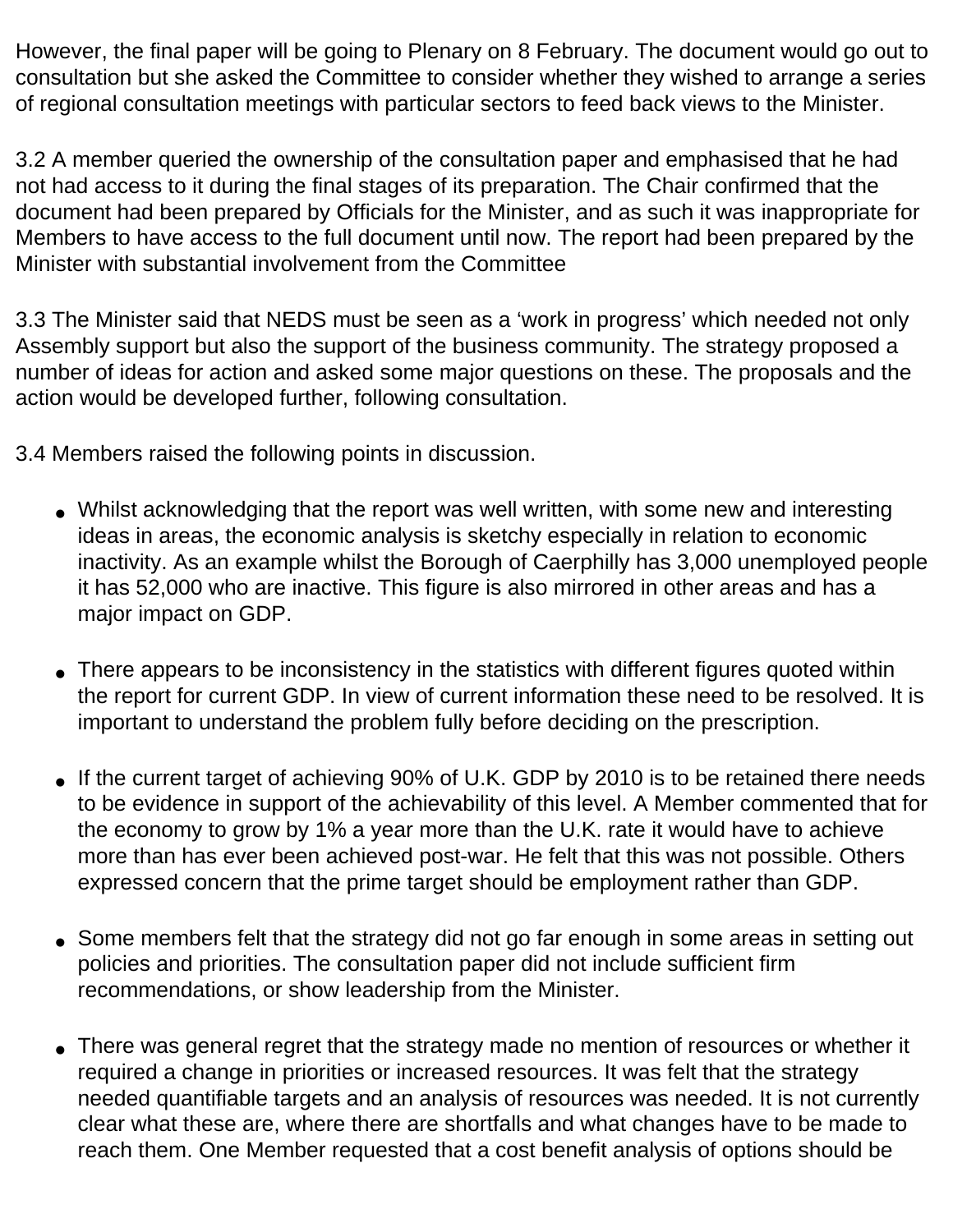However, the final paper will be going to Plenary on 8 February. The document would go out to consultation but she asked the Committee to consider whether they wished to arrange a series of regional consultation meetings with particular sectors to feed back views to the Minister.

3.2 A member queried the ownership of the consultation paper and emphasised that he had not had access to it during the final stages of its preparation. The Chair confirmed that the document had been prepared by Officials for the Minister, and as such it was inappropriate for Members to have access to the full document until now. The report had been prepared by the Minister with substantial involvement from the Committee

3.3 The Minister said that NEDS must be seen as a 'work in progress' which needed not only Assembly support but also the support of the business community. The strategy proposed a number of ideas for action and asked some major questions on these. The proposals and the action would be developed further, following consultation.

3.4 Members raised the following points in discussion.

- Whilst acknowledging that the report was well written, with some new and interesting ideas in areas, the economic analysis is sketchy especially in relation to economic inactivity. As an example whilst the Borough of Caerphilly has 3,000 unemployed people it has 52,000 who are inactive. This figure is also mirrored in other areas and has a major impact on GDP.

- There appears to be inconsistency in the statistics with different figures quoted within the report for current GDP. In view of current information these need to be resolved. It is important to understand the problem fully before deciding on the prescription.

- If the current target of achieving 90% of U.K. GDP by 2010 is to be retained there needs to be evidence in support of the achievability of this level. A Member commented that for the economy to grow by 1% a year more than the U.K. rate it would have to achieve more than has ever been achieved post-war. He felt that this was not possible. Others expressed concern that the prime target should be employment rather than GDP.

- Some members felt that the strategy did not go far enough in some areas in setting out policies and priorities. The consultation paper did not include sufficient firm recommendations, or show leadership from the Minister.

- There was general regret that the strategy made no mention of resources or whether it required a change in priorities or increased resources. It was felt that the strategy needed quantifiable targets and an analysis of resources was needed. It is not currently clear what these are, where there are shortfalls and what changes have to be made to reach them. One Member requested that a cost benefit analysis of options should be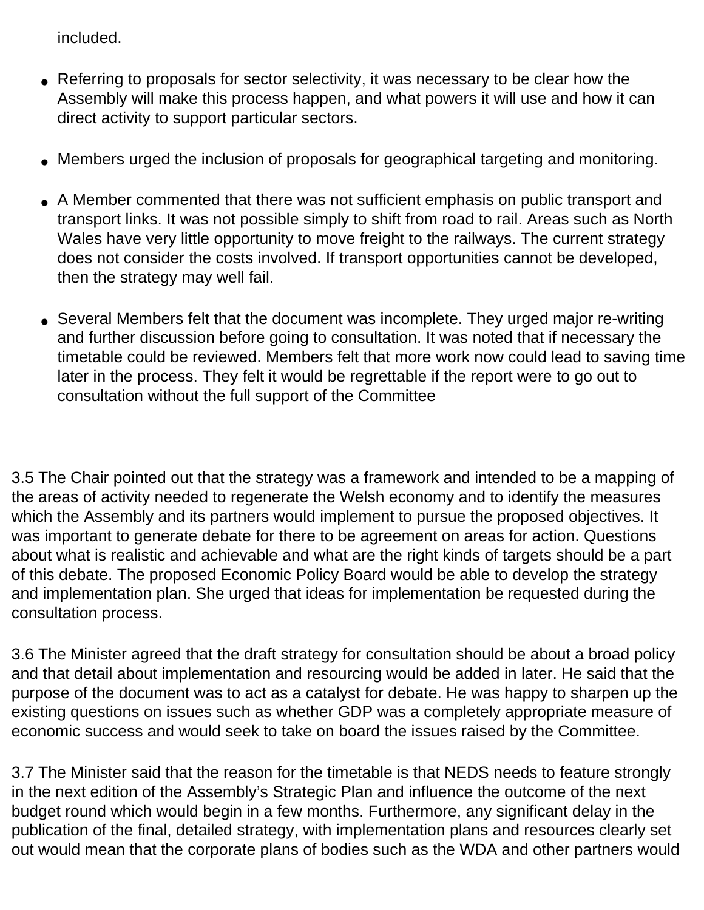included.

- Referring to proposals for sector selectivity, it was necessary to be clear how the Assembly will make this process happen, and what powers it will use and how it can direct activity to support particular sectors.

- Members urged the inclusion of proposals for geographical targeting and monitoring.

- A Member commented that there was not sufficient emphasis on public transport and transport links. It was not possible simply to shift from road to rail. Areas such as North Wales have very little opportunity to move freight to the railways. The current strategy does not consider the costs involved. If transport opportunities cannot be developed, then the strategy may well fail.

- Several Members felt that the document was incomplete. They urged major re-writing and further discussion before going to consultation. It was noted that if necessary the timetable could be reviewed. Members felt that more work now could lead to saving time later in the process. They felt it would be regrettable if the report were to go out to consultation without the full support of the Committee

3.5 The Chair pointed out that the strategy was a framework and intended to be a mapping of the areas of activity needed to regenerate the Welsh economy and to identify the measures which the Assembly and its partners would implement to pursue the proposed objectives. It was important to generate debate for there to be agreement on areas for action. Questions about what is realistic and achievable and what are the right kinds of targets should be a part of this debate. The proposed Economic Policy Board would be able to develop the strategy and implementation plan. She urged that ideas for implementation be requested during the consultation process.

3.6 The Minister agreed that the draft strategy for consultation should be about a broad policy and that detail about implementation and resourcing would be added in later. He said that the purpose of the document was to act as a catalyst for debate. He was happy to sharpen up the existing questions on issues such as whether GDP was a completely appropriate measure of economic success and would seek to take on board the issues raised by the Committee.

3.7 The Minister said that the reason for the timetable is that NEDS needs to feature strongly in the next edition of the Assembly's Strategic Plan and influence the outcome of the next budget round which would begin in a few months. Furthermore, any significant delay in the publication of the final, detailed strategy, with implementation plans and resources clearly set out would mean that the corporate plans of bodies such as the WDA and other partners would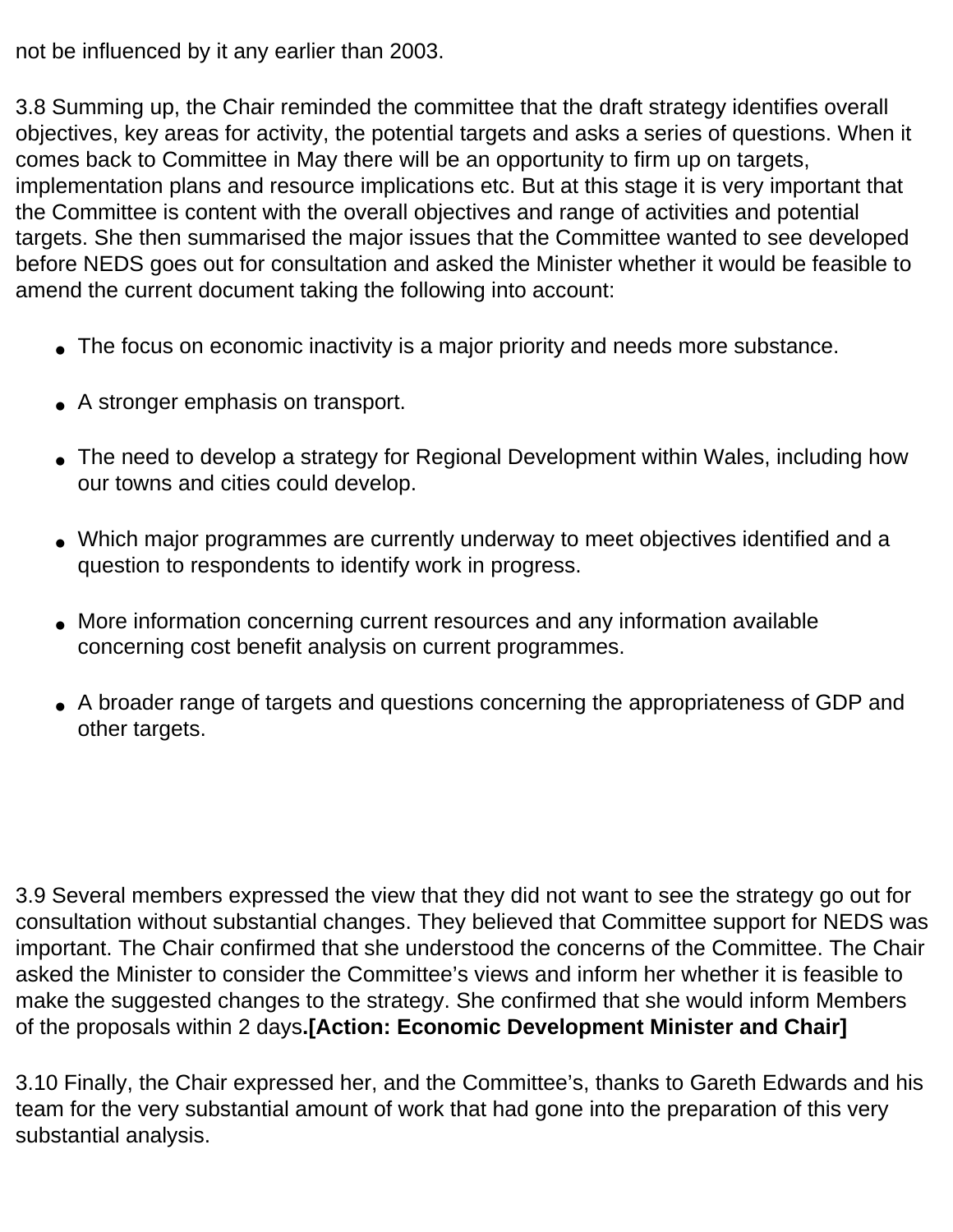not be influenced by it any earlier than 2003.

3.8 Summing up, the Chair reminded the committee that the draft strategy identifies overall objectives, key areas for activity, the potential targets and asks a series of questions. When it comes back to Committee in May there will be an opportunity to firm up on targets, implementation plans and resource implications etc. But at this stage it is very important that the Committee is content with the overall objectives and range of activities and potential targets. She then summarised the major issues that the Committee wanted to see developed before NEDS goes out for consultation and asked the Minister whether it would be feasible to amend the current document taking the following into account:

- The focus on economic inactivity is a major priority and needs more substance.
- A stronger emphasis on transport.
- The need to develop a strategy for Regional Development within Wales, including how our towns and cities could develop.
- Which major programmes are currently underway to meet objectives identified and a question to respondents to identify work in progress.
- More information concerning current resources and any information available concerning cost benefit analysis on current programmes.
- A broader range of targets and questions concerning the appropriateness of GDP and other targets.

3.9 Several members expressed the view that they did not want to see the strategy go out for consultation without substantial changes. They believed that Committee support for NEDS was important. The Chair confirmed that she understood the concerns of the Committee. The Chair asked the Minister to consider the Committee's views and inform her whether it is feasible to make the suggested changes to the strategy. She confirmed that she would inform Members of the proposals within 2 days**.[Action: Economic Development Minister and Chair]**

3.10 Finally, the Chair expressed her, and the Committee's, thanks to Gareth Edwards and his team for the very substantial amount of work that had gone into the preparation of this very substantial analysis.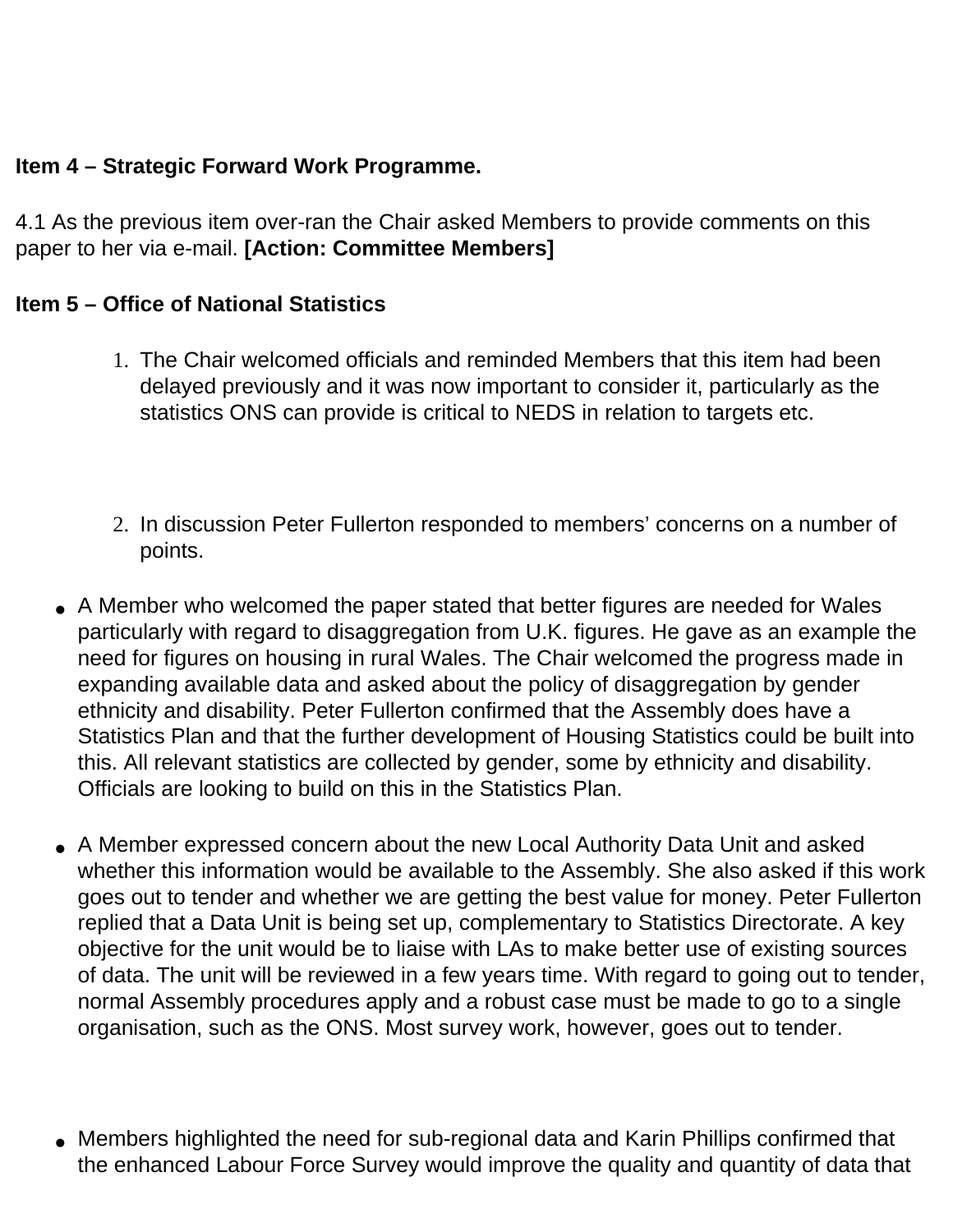**Item 4 – Strategic Forward Work Programme.**

4.1 As the previous item over-ran the Chair asked Members to provide comments on this paper to her via e-mail. **[Action: Committee Members]**

**Item 5 – Office of National Statistics**

1. The Chair welcomed officials and reminded Members that this item had been delayed previously and it was now important to consider it, particularly as the statistics ONS can provide is critical to NEDS in relation to targets etc.

2. In discussion Peter Fullerton responded to members' concerns on a number of points.

- A Member who welcomed the paper stated that better figures are needed for Wales particularly with regard to disaggregation from U.K. figures. He gave as an example the need for figures on housing in rural Wales. The Chair welcomed the progress made in expanding available data and asked about the policy of disaggregation by gender ethnicity and disability. Peter Fullerton confirmed that the Assembly does have a Statistics Plan and that the further development of Housing Statistics could be built into this. All relevant statistics are collected by gender, some by ethnicity and disability. Officials are looking to build on this in the Statistics Plan.

- A Member expressed concern about the new Local Authority Data Unit and asked whether this information would be available to the Assembly. She also asked if this work goes out to tender and whether we are getting the best value for money. Peter Fullerton replied that a Data Unit is being set up, complementary to Statistics Directorate. A key objective for the unit would be to liaise with LAs to make better use of existing sources of data. The unit will be reviewed in a few years time. With regard to going out to tender, normal Assembly procedures apply and a robust case must be made to go to a single organisation, such as the ONS. Most survey work, however, goes out to tender.

- Members highlighted the need for sub-regional data and Karin Phillips confirmed that the enhanced Labour Force Survey would improve the quality and quantity of data that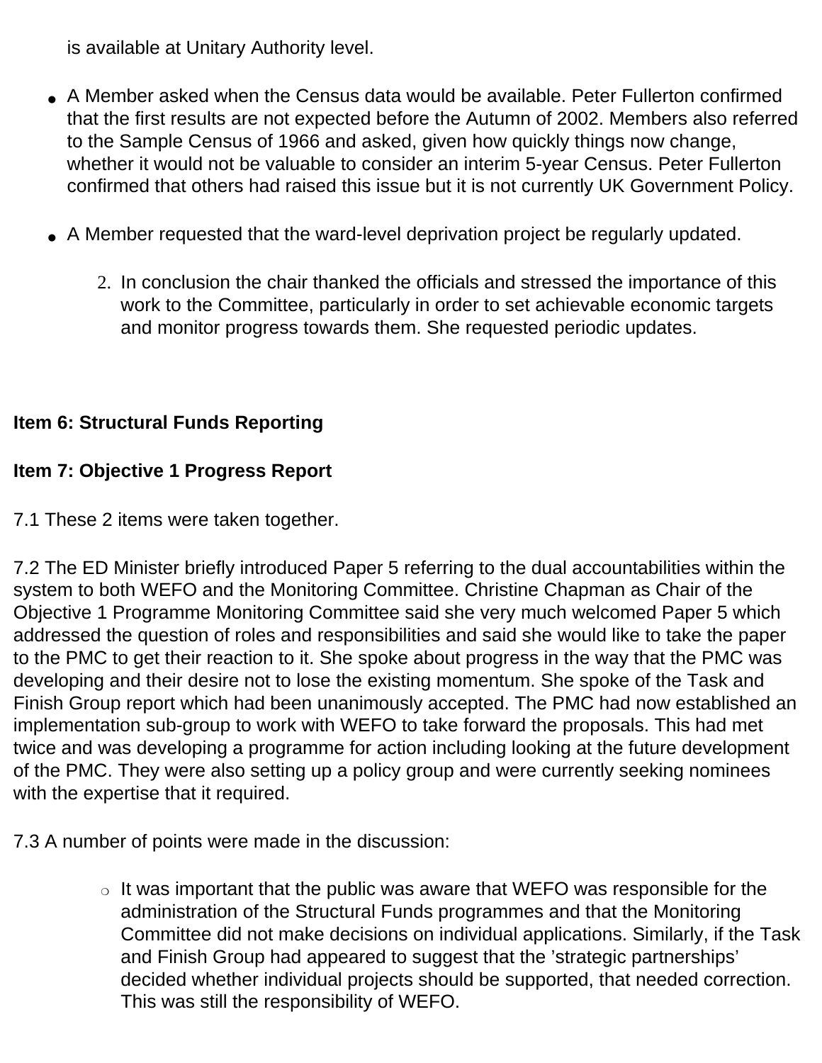is available at Unitary Authority level.

- A Member asked when the Census data would be available. Peter Fullerton confirmed that the first results are not expected before the Autumn of 2002. Members also referred to the Sample Census of 1966 and asked, given how quickly things now change, whether it would not be valuable to consider an interim 5-year Census. Peter Fullerton confirmed that others had raised this issue but it is not currently UK Government Policy.

- A Member requested that the ward-level deprivation project be regularly updated.

   2. In conclusion the chair thanked the officials and stressed the importance of this work to the Committee, particularly in order to set achievable economic targets and monitor progress towards them. She requested periodic updates.

**Item 6: Structural Funds Reporting**

**Item 7: Objective 1 Progress Report**

7.1 These 2 items were taken together.

7.2 The ED Minister briefly introduced Paper 5 referring to the dual accountabilities within the system to both WEFO and the Monitoring Committee. Christine Chapman as Chair of the Objective 1 Programme Monitoring Committee said she very much welcomed Paper 5 which addressed the question of roles and responsibilities and said she would like to take the paper to the PMC to get their reaction to it. She spoke about progress in the way that the PMC was developing and their desire not to lose the existing momentum. She spoke of the Task and Finish Group report which had been unanimously accepted. The PMC had now established an implementation sub-group to work with WEFO to take forward the proposals. This had met twice and was developing a programme for action including looking at the future development of the PMC. They were also setting up a policy group and were currently seeking nominees with the expertise that it required.

7.3 A number of points were made in the discussion:

- It was important that the public was aware that WEFO was responsible for the administration of the Structural Funds programmes and that the Monitoring Committee did not make decisions on individual applications. Similarly, if the Task and Finish Group had appeared to suggest that the 'strategic partnerships' decided whether individual projects should be supported, that needed correction. This was still the responsibility of WEFO.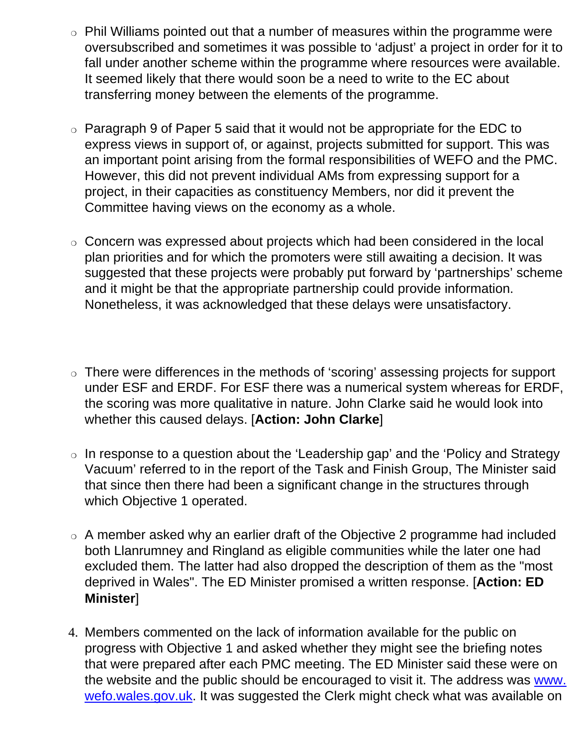- Phil Williams pointed out that a number of measures within the programme were oversubscribed and sometimes it was possible to 'adjust' a project in order for it to fall under another scheme within the programme where resources were available. It seemed likely that there would soon be a need to write to the EC about transferring money between the elements of the programme.

- Paragraph 9 of Paper 5 said that it would not be appropriate for the EDC to express views in support of, or against, projects submitted for support. This was an important point arising from the formal responsibilities of WEFO and the PMC. However, this did not prevent individual AMs from expressing support for a project, in their capacities as constituency Members, nor did it prevent the Committee having views on the economy as a whole.

- Concern was expressed about projects which had been considered in the local plan priorities and for which the promoters were still awaiting a decision. It was suggested that these projects were probably put forward by 'partnerships' scheme and it might be that the appropriate partnership could provide information. Nonetheless, it was acknowledged that these delays were unsatisfactory.

- There were differences in the methods of 'scoring' assessing projects for support under ESF and ERDF. For ESF there was a numerical system whereas for ERDF, the scoring was more qualitative in nature. John Clarke said he would look into whether this caused delays. [**Action: John Clarke**]

- In response to a question about the 'Leadership gap' and the 'Policy and Strategy Vacuum' referred to in the report of the Task and Finish Group, The Minister said that since then there had been a significant change in the structures through which Objective 1 operated.

- A member asked why an earlier draft of the Objective 2 programme had included both Llanrumney and Ringland as eligible communities while the later one had excluded them. The latter had also dropped the description of them as the "most deprived in Wales". The ED Minister promised a written response. [**Action: ED Minister**]

4. Members commented on the lack of information available for the public on progress with Objective 1 and asked whether they might see the briefing notes that were prepared after each PMC meeting. The ED Minister said these were on the website and the public should be encouraged to visit it. The address was [www.wefo.wales.gov.uk](http://www.wefo.wales.gov.uk). It was suggested the Clerk might check what was available on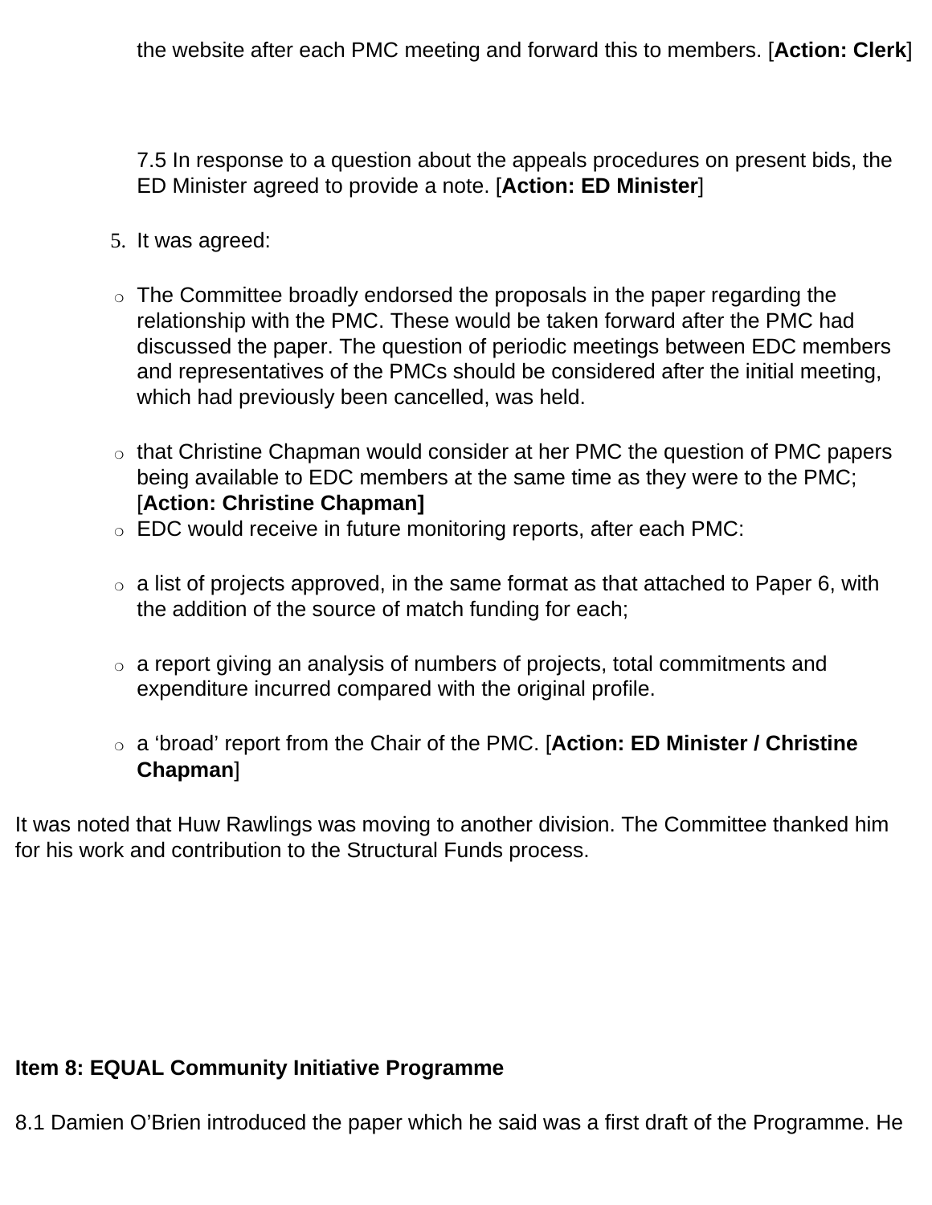the website after each PMC meeting and forward this to members. [**Action: Clerk**]

7.5 In response to a question about the appeals procedures on present bids, the ED Minister agreed to provide a note. [**Action: ED Minister**]

5. It was agreed:

- The Committee broadly endorsed the proposals in the paper regarding the relationship with the PMC. These would be taken forward after the PMC had discussed the paper. The question of periodic meetings between EDC members and representatives of the PMCs should be considered after the initial meeting, which had previously been cancelled, was held.
- that Christine Chapman would consider at her PMC the question of PMC papers being available to EDC members at the same time as they were to the PMC; [**Action: Christine Chapman]**
- EDC would receive in future monitoring reports, after each PMC:
- a list of projects approved, in the same format as that attached to Paper 6, with the addition of the source of match funding for each;
- a report giving an analysis of numbers of projects, total commitments and expenditure incurred compared with the original profile.
- a 'broad' report from the Chair of the PMC. [**Action: ED Minister / Christine Chapman**]

It was noted that Huw Rawlings was moving to another division. The Committee thanked him for his work and contribution to the Structural Funds process.

**Item 8: EQUAL Community Initiative Programme**

8.1 Damien O'Brien introduced the paper which he said was a first draft of the Programme. He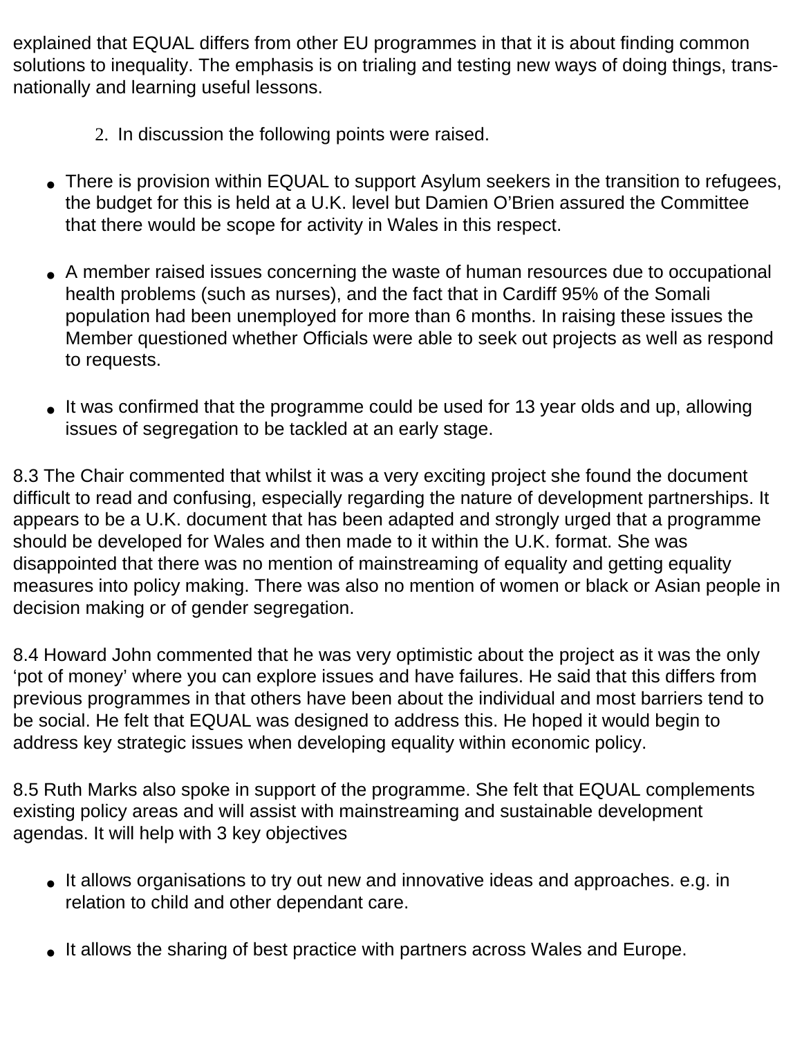explained that EQUAL differs from other EU programmes in that it is about finding common solutions to inequality. The emphasis is on trialing and testing new ways of doing things, trans-nationally and learning useful lessons.

2. In discussion the following points were raised.

- There is provision within EQUAL to support Asylum seekers in the transition to refugees, the budget for this is held at a U.K. level but Damien O'Brien assured the Committee that there would be scope for activity in Wales in this respect.

- A member raised issues concerning the waste of human resources due to occupational health problems (such as nurses), and the fact that in Cardiff 95% of the Somali population had been unemployed for more than 6 months. In raising these issues the Member questioned whether Officials were able to seek out projects as well as respond to requests.

- It was confirmed that the programme could be used for 13 year olds and up, allowing issues of segregation to be tackled at an early stage.

8.3 The Chair commented that whilst it was a very exciting project she found the document difficult to read and confusing, especially regarding the nature of development partnerships. It appears to be a U.K. document that has been adapted and strongly urged that a programme should be developed for Wales and then made to it within the U.K. format. She was disappointed that there was no mention of mainstreaming of equality and getting equality measures into policy making. There was also no mention of women or black or Asian people in decision making or of gender segregation.

8.4 Howard John commented that he was very optimistic about the project as it was the only 'pot of money' where you can explore issues and have failures. He said that this differs from previous programmes in that others have been about the individual and most barriers tend to be social. He felt that EQUAL was designed to address this. He hoped it would begin to address key strategic issues when developing equality within economic policy.

8.5 Ruth Marks also spoke in support of the programme. She felt that EQUAL complements existing policy areas and will assist with mainstreaming and sustainable development agendas. It will help with 3 key objectives

- It allows organisations to try out new and innovative ideas and approaches. e.g. in relation to child and other dependant care.

- It allows the sharing of best practice with partners across Wales and Europe.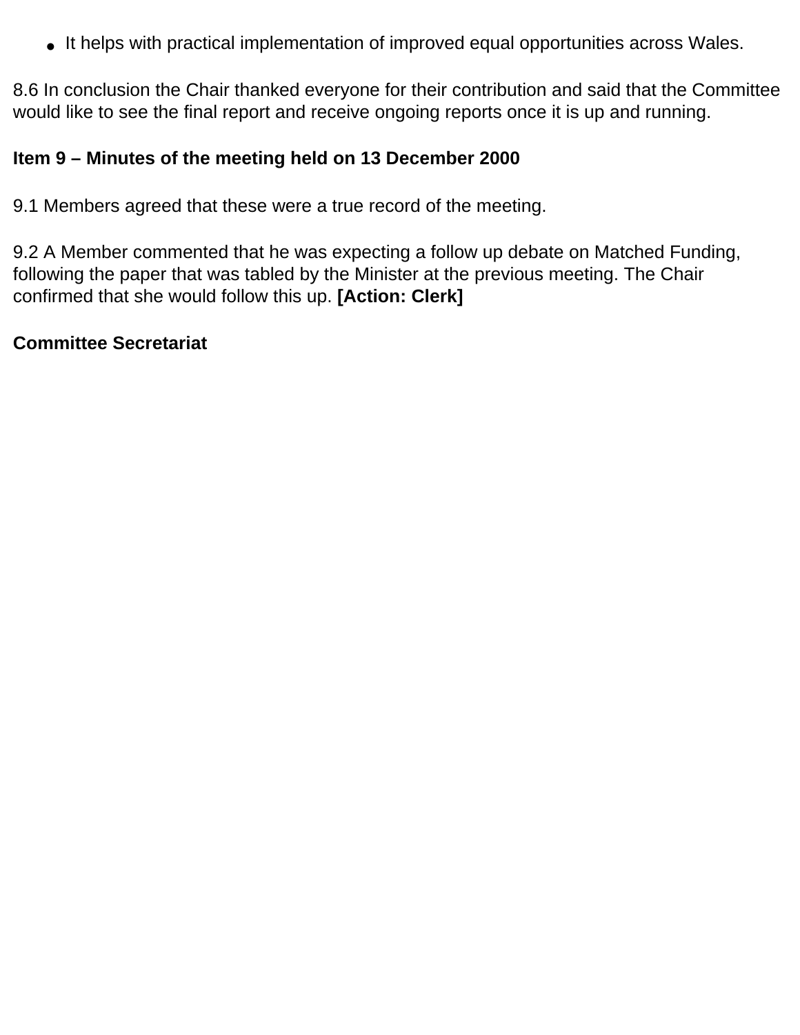- It helps with practical implementation of improved equal opportunities across Wales.

8.6 In conclusion the Chair thanked everyone for their contribution and said that the Committee would like to see the final report and receive ongoing reports once it is up and running.

**Item 9 – Minutes of the meeting held on 13 December 2000**

9.1 Members agreed that these were a true record of the meeting.

9.2 A Member commented that he was expecting a follow up debate on Matched Funding, following the paper that was tabled by the Minister at the previous meeting. The Chair confirmed that she would follow this up. **[Action: Clerk]**

**Committee Secretariat**